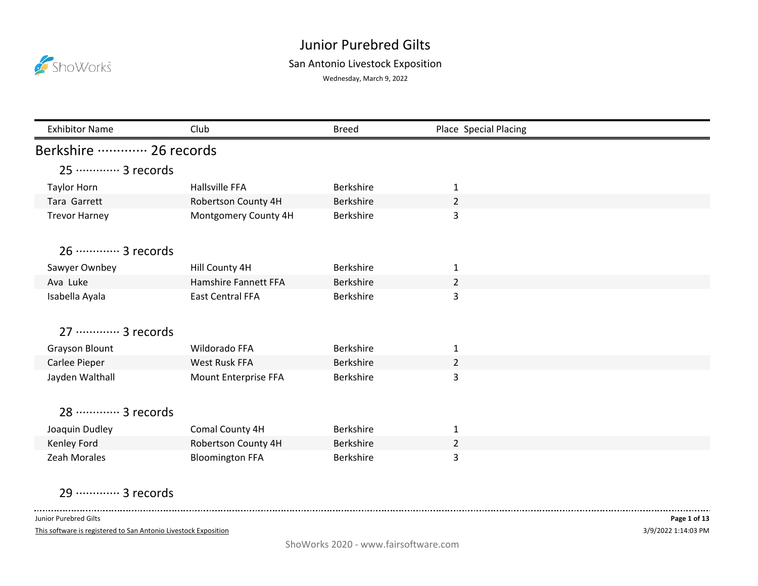# Junior Purebred Gilts

## San Antonio Livestock Exposition

Wednesday, March 9, 2022

| Exhibitor Name | Club | Breed | Place | Special Placing |
|---|---|---|---|---|

## Berkshire ············· 26 records

### 25 ············· 3 records

| Exhibitor Name | Club | Breed | Place | Special Placing |
|---|---|---|---|---|
| Taylor Horn | Hallsville FFA | Berkshire | 1 | |
| Tara  Garrett | Robertson County 4H | Berkshire | 2 | |
| Trevor Harney | Montgomery County 4H | Berkshire | 3 | |

### 26 ············· 3 records

| Exhibitor Name | Club | Breed | Place | Special Placing |
|---|---|---|---|---|
| Sawyer Ownbey | Hill County 4H | Berkshire | 1 | |
| Ava  Luke | Hamshire Fannett FFA | Berkshire | 2 | |
| Isabella Ayala | East Central FFA | Berkshire | 3 | |

### 27 ············· 3 records

| Exhibitor Name | Club | Breed | Place | Special Placing |
|---|---|---|---|---|
| Grayson Blount | Wildorado FFA | Berkshire | 1 | |
| Carlee Pieper | West Rusk FFA | Berkshire | 2 | |
| Jayden Walthall | Mount Enterprise FFA | Berkshire | 3 | |

### 28 ············· 3 records

| Exhibitor Name | Club | Breed | Place | Special Placing |
|---|---|---|---|---|
| Joaquin Dudley | Comal County 4H | Berkshire | 1 | |
| Kenley Ford | Robertson County 4H | Berkshire | 2 | |
| Zeah Morales | Bloomington FFA | Berkshire | 3 | |

### 29 ············· 3 records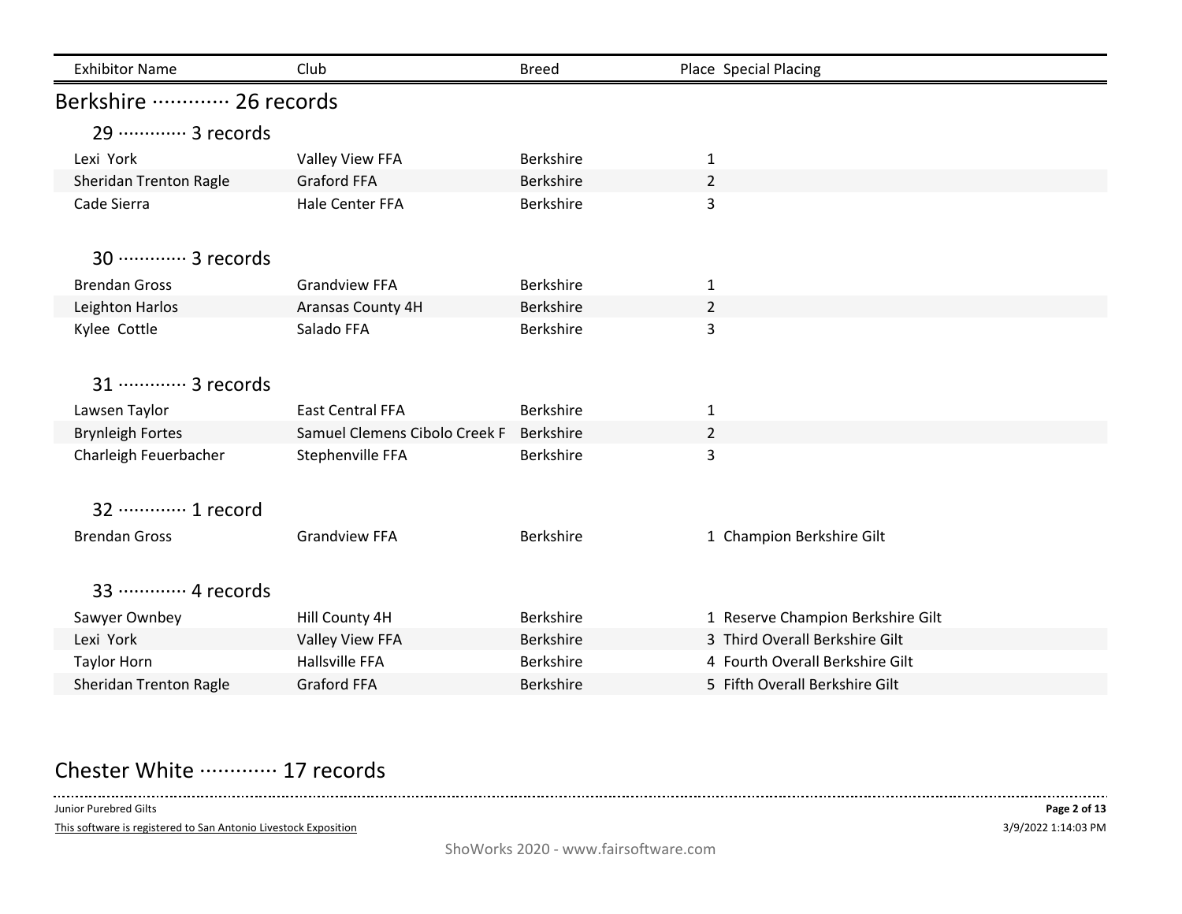| Exhibitor Name | Club | Breed | Place | Special Placing |
|---|---|---|---|---|

## Berkshire ············· 26 records

### 29 ············· 3 records

| Exhibitor Name | Club | Breed | Place | Special Placing |
|---|---|---|---|---|
| Lexi York | Valley View FFA | Berkshire | 1 | |
| Sheridan Trenton Ragle | Graford FFA | Berkshire | 2 | |
| Cade Sierra | Hale Center FFA | Berkshire | 3 | |

### 30 ············· 3 records

| Exhibitor Name | Club | Breed | Place | Special Placing |
|---|---|---|---|---|
| Brendan Gross | Grandview FFA | Berkshire | 1 | |
| Leighton Harlos | Aransas County 4H | Berkshire | 2 | |
| Kylee Cottle | Salado FFA | Berkshire | 3 | |

### 31 ············· 3 records

| Exhibitor Name | Club | Breed | Place | Special Placing |
|---|---|---|---|---|
| Lawsen Taylor | East Central FFA | Berkshire | 1 | |
| Brynleigh Fortes | Samuel Clemens Cibolo Creek F | Berkshire | 2 | |
| Charleigh Feuerbacher | Stephenville FFA | Berkshire | 3 | |

### 32 ············· 1 record

| Exhibitor Name | Club | Breed | Place | Special Placing |
|---|---|---|---|---|
| Brendan Gross | Grandview FFA | Berkshire | 1 | Champion Berkshire Gilt |

### 33 ············· 4 records

| Exhibitor Name | Club | Breed | Place | Special Placing |
|---|---|---|---|---|
| Sawyer Ownbey | Hill County 4H | Berkshire | 1 | Reserve Champion Berkshire Gilt |
| Lexi York | Valley View FFA | Berkshire | 3 | Third Overall Berkshire Gilt |
| Taylor Horn | Hallsville FFA | Berkshire | 4 | Fourth Overall Berkshire Gilt |
| Sheridan Trenton Ragle | Graford FFA | Berkshire | 5 | Fifth Overall Berkshire Gilt |

## Chester White ············· 17 records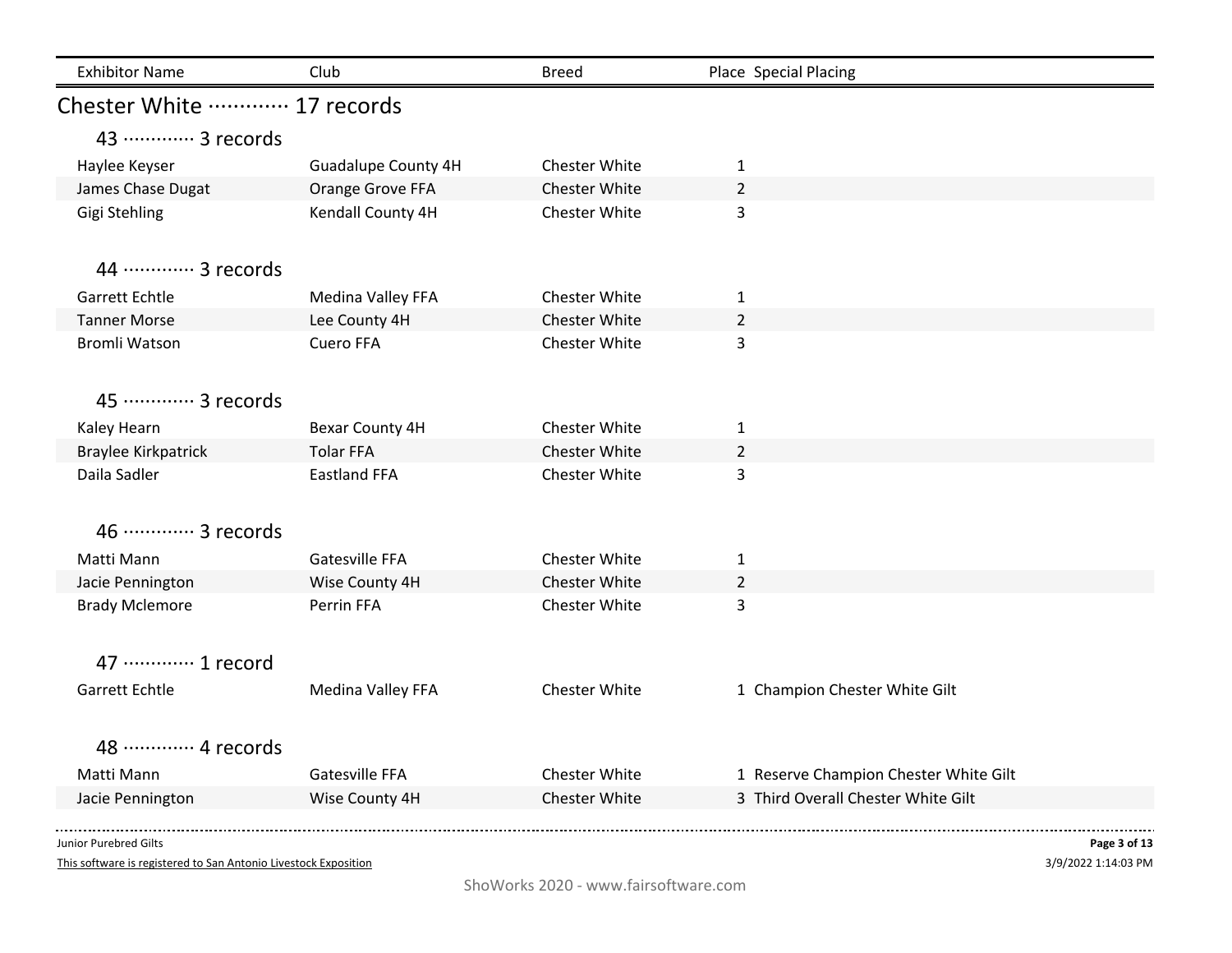| Exhibitor Name | Club | Breed | Place | Special Placing |
|---|---|---|---|---|

## Chester White ············· 17 records

### 43 ············· 3 records

| Exhibitor Name | Club | Breed | Place | Special Placing |
|---|---|---|---|---|
| Haylee Keyser | Guadalupe County 4H | Chester White | 1 | |
| James Chase Dugat | Orange Grove FFA | Chester White | 2 | |
| Gigi Stehling | Kendall County 4H | Chester White | 3 | |

### 44 ············· 3 records

| Exhibitor Name | Club | Breed | Place | Special Placing |
|---|---|---|---|---|
| Garrett Echtle | Medina Valley FFA | Chester White | 1 | |
| Tanner Morse | Lee County 4H | Chester White | 2 | |
| Bromli Watson | Cuero FFA | Chester White | 3 | |

### 45 ············· 3 records

| Exhibitor Name | Club | Breed | Place | Special Placing |
|---|---|---|---|---|
| Kaley Hearn | Bexar County 4H | Chester White | 1 | |
| Braylee Kirkpatrick | Tolar FFA | Chester White | 2 | |
| Daila Sadler | Eastland FFA | Chester White | 3 | |

### 46 ············· 3 records

| Exhibitor Name | Club | Breed | Place | Special Placing |
|---|---|---|---|---|
| Matti Mann | Gatesville FFA | Chester White | 1 | |
| Jacie Pennington | Wise County 4H | Chester White | 2 | |
| Brady Mclemore | Perrin FFA | Chester White | 3 | |

### 47 ············· 1 record

| Exhibitor Name | Club | Breed | Place | Special Placing |
|---|---|---|---|---|
| Garrett Echtle | Medina Valley FFA | Chester White | 1 | Champion Chester White Gilt |

### 48 ············· 4 records

| Exhibitor Name | Club | Breed | Place | Special Placing |
|---|---|---|---|---|
| Matti Mann | Gatesville FFA | Chester White | 1 | Reserve Champion Chester White Gilt |
| Jacie Pennington | Wise County 4H | Chester White | 3 | Third Overall Chester White Gilt |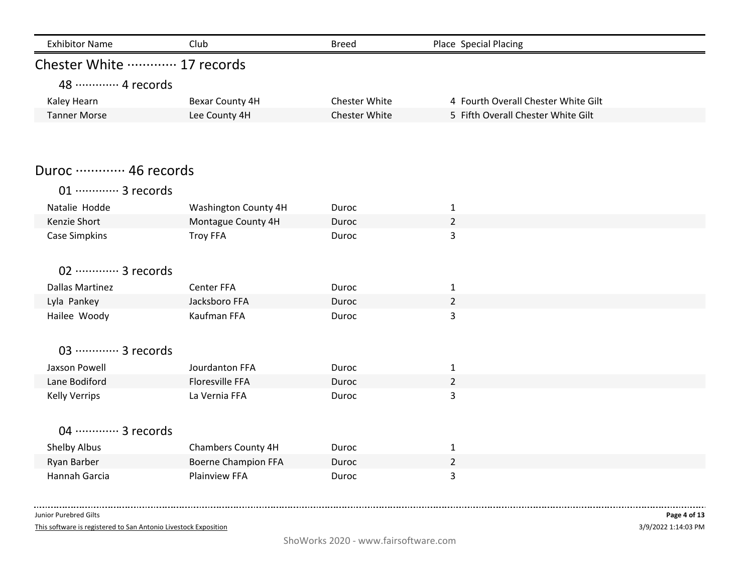| Exhibitor Name | Club | Breed | Place | Special Placing |
|---|---|---|---|---|

## Chester White ············· 17 records

### 48 ············· 4 records

| Exhibitor Name | Club | Breed | Place | Special Placing |
|---|---|---|---|---|
| Kaley Hearn | Bexar County 4H | Chester White | 4 | Fourth Overall Chester White Gilt |
| Tanner Morse | Lee County 4H | Chester White | 5 | Fifth Overall Chester White Gilt |

## Duroc ············· 46 records

### 01 ············· 3 records

| Exhibitor Name | Club | Breed | Place | Special Placing |
|---|---|---|---|---|
| Natalie Hodde | Washington County 4H | Duroc | 1 | |
| Kenzie Short | Montague County 4H | Duroc | 2 | |
| Case Simpkins | Troy FFA | Duroc | 3 | |

### 02 ············· 3 records

| Exhibitor Name | Club | Breed | Place | Special Placing |
|---|---|---|---|---|
| Dallas Martinez | Center FFA | Duroc | 1 | |
| Lyla Pankey | Jacksboro FFA | Duroc | 2 | |
| Hailee Woody | Kaufman FFA | Duroc | 3 | |

### 03 ············· 3 records

| Exhibitor Name | Club | Breed | Place | Special Placing |
|---|---|---|---|---|
| Jaxson Powell | Jourdanton FFA | Duroc | 1 | |
| Lane Bodiford | Floresville FFA | Duroc | 2 | |
| Kelly Verrips | La Vernia FFA | Duroc | 3 | |

### 04 ············· 3 records

| Exhibitor Name | Club | Breed | Place | Special Placing |
|---|---|---|---|---|
| Shelby Albus | Chambers County 4H | Duroc | 1 | |
| Ryan Barber | Boerne Champion FFA | Duroc | 2 | |
| Hannah Garcia | Plainview FFA | Duroc | 3 | |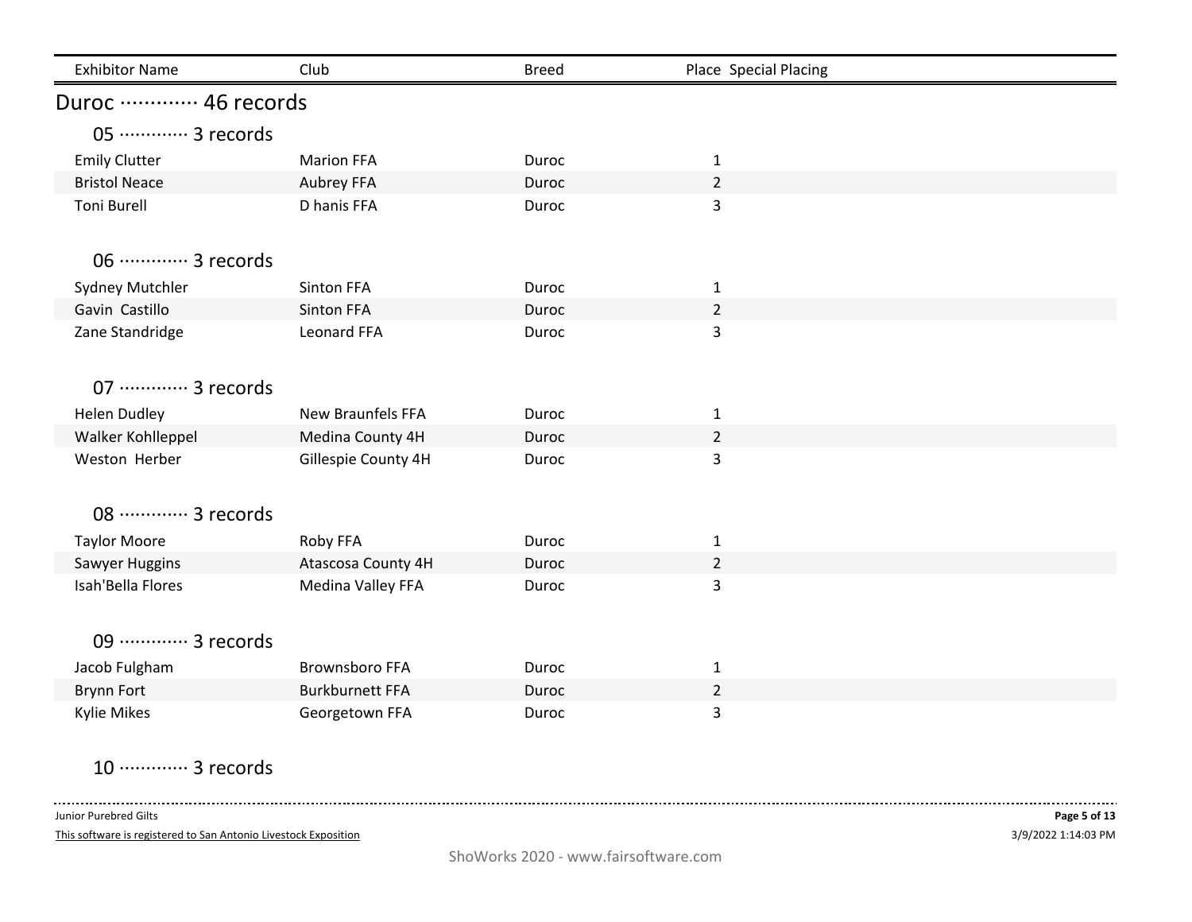| Exhibitor Name | Club | Breed | Place | Special Placing |
| --- | --- | --- | --- | --- |

## Duroc ············· 46 records

### 05 ············· 3 records

| Exhibitor Name | Club | Breed | Place | Special Placing |
| --- | --- | --- | --- | --- |
| Emily Clutter | Marion FFA | Duroc | 1 | |
| Bristol Neace | Aubrey FFA | Duroc | 2 | |
| Toni Burell | D hanis FFA | Duroc | 3 | |

### 06 ············· 3 records

| Exhibitor Name | Club | Breed | Place | Special Placing |
| --- | --- | --- | --- | --- |
| Sydney Mutchler | Sinton FFA | Duroc | 1 | |
| Gavin Castillo | Sinton FFA | Duroc | 2 | |
| Zane Standridge | Leonard FFA | Duroc | 3 | |

### 07 ············· 3 records

| Exhibitor Name | Club | Breed | Place | Special Placing |
| --- | --- | --- | --- | --- |
| Helen Dudley | New Braunfels FFA | Duroc | 1 | |
| Walker Kohlleppel | Medina County 4H | Duroc | 2 | |
| Weston Herber | Gillespie County 4H | Duroc | 3 | |

### 08 ············· 3 records

| Exhibitor Name | Club | Breed | Place | Special Placing |
| --- | --- | --- | --- | --- |
| Taylor Moore | Roby FFA | Duroc | 1 | |
| Sawyer Huggins | Atascosa County 4H | Duroc | 2 | |
| Isah'Bella Flores | Medina Valley FFA | Duroc | 3 | |

### 09 ············· 3 records

| Exhibitor Name | Club | Breed | Place | Special Placing |
| --- | --- | --- | --- | --- |
| Jacob Fulgham | Brownsboro FFA | Duroc | 1 | |
| Brynn Fort | Burkburnett FFA | Duroc | 2 | |
| Kylie Mikes | Georgetown FFA | Duroc | 3 | |

### 10 ············· 3 records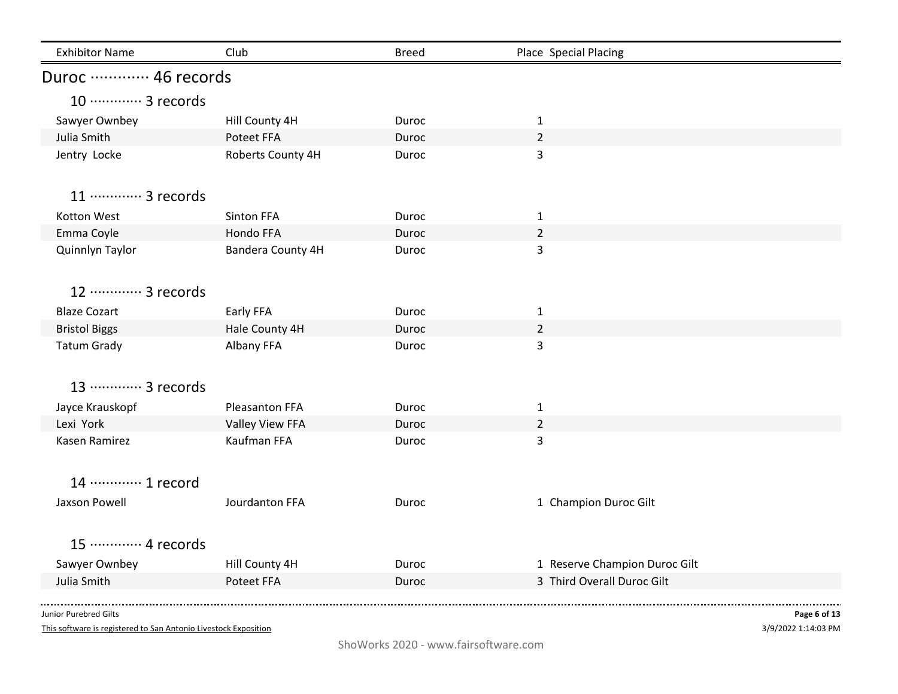| Exhibitor Name | Club | Breed | Place | Special Placing |
|---|---|---|---|---|

## Duroc ············· 46 records

### 10 ············· 3 records

| Exhibitor Name | Club | Breed | Place | Special Placing |
|---|---|---|---|---|
| Sawyer Ownbey | Hill County 4H | Duroc | 1 | |
| Julia Smith | Poteet FFA | Duroc | 2 | |
| Jentry Locke | Roberts County 4H | Duroc | 3 | |

### 11 ············· 3 records

| Exhibitor Name | Club | Breed | Place | Special Placing |
|---|---|---|---|---|
| Kotton West | Sinton FFA | Duroc | 1 | |
| Emma Coyle | Hondo FFA | Duroc | 2 | |
| Quinnlyn Taylor | Bandera County 4H | Duroc | 3 | |

### 12 ············· 3 records

| Exhibitor Name | Club | Breed | Place | Special Placing |
|---|---|---|---|---|
| Blaze Cozart | Early FFA | Duroc | 1 | |
| Bristol Biggs | Hale County 4H | Duroc | 2 | |
| Tatum Grady | Albany FFA | Duroc | 3 | |

### 13 ············· 3 records

| Exhibitor Name | Club | Breed | Place | Special Placing |
|---|---|---|---|---|
| Jayce Krauskopf | Pleasanton FFA | Duroc | 1 | |
| Lexi York | Valley View FFA | Duroc | 2 | |
| Kasen Ramirez | Kaufman FFA | Duroc | 3 | |

### 14 ············· 1 record

| Exhibitor Name | Club | Breed | Place | Special Placing |
|---|---|---|---|---|
| Jaxson Powell | Jourdanton FFA | Duroc | 1 | Champion Duroc Gilt |

### 15 ············· 4 records

| Exhibitor Name | Club | Breed | Place | Special Placing |
|---|---|---|---|---|
| Sawyer Ownbey | Hill County 4H | Duroc | 1 | Reserve Champion Duroc Gilt |
| Julia Smith | Poteet FFA | Duroc | 3 | Third Overall Duroc Gilt |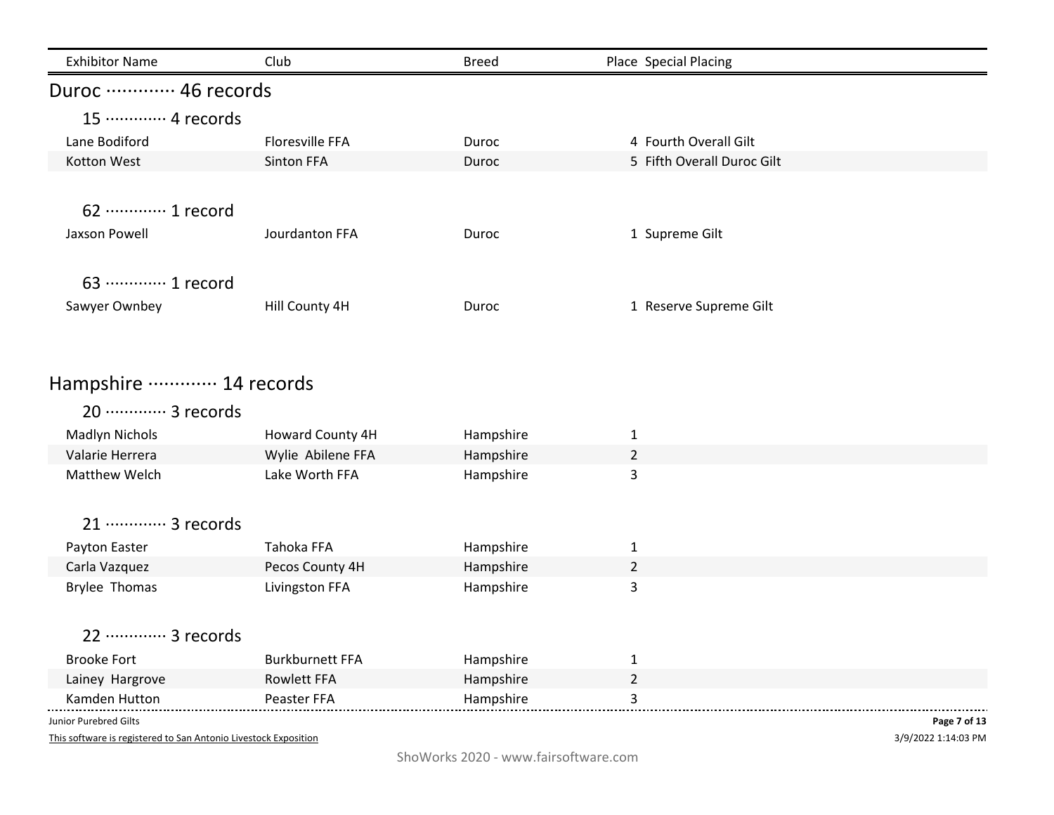| Exhibitor Name | Club | Breed | Place | Special Placing |
|---|---|---|---|---|

## Duroc ············· 46 records

### 15 ············· 4 records

| Exhibitor Name | Club | Breed | Place | Special Placing |
|---|---|---|---|---|
| Lane Bodiford | Floresville FFA | Duroc | 4 | Fourth Overall Gilt |
| Kotton West | Sinton FFA | Duroc | 5 | Fifth Overall Duroc Gilt |

### 62 ············· 1 record

| Exhibitor Name | Club | Breed | Place | Special Placing |
|---|---|---|---|---|
| Jaxson Powell | Jourdanton FFA | Duroc | 1 | Supreme Gilt |

### 63 ············· 1 record

| Exhibitor Name | Club | Breed | Place | Special Placing |
|---|---|---|---|---|
| Sawyer Ownbey | Hill County 4H | Duroc | 1 | Reserve Supreme Gilt |

## Hampshire ············· 14 records

### 20 ············· 3 records

| Exhibitor Name | Club | Breed | Place | Special Placing |
|---|---|---|---|---|
| Madlyn Nichols | Howard County 4H | Hampshire | 1 | |
| Valarie Herrera | Wylie Abilene FFA | Hampshire | 2 | |
| Matthew Welch | Lake Worth FFA | Hampshire | 3 | |

### 21 ············· 3 records

| Exhibitor Name | Club | Breed | Place | Special Placing |
|---|---|---|---|---|
| Payton Easter | Tahoka FFA | Hampshire | 1 | |
| Carla Vazquez | Pecos County 4H | Hampshire | 2 | |
| Brylee Thomas | Livingston FFA | Hampshire | 3 | |

### 22 ············· 3 records

| Exhibitor Name | Club | Breed | Place | Special Placing |
|---|---|---|---|---|
| Brooke Fort | Burkburnett FFA | Hampshire | 1 | |
| Lainey Hargrove | Rowlett FFA | Hampshire | 2 | |
| Kamden Hutton | Peaster FFA | Hampshire | 3 | |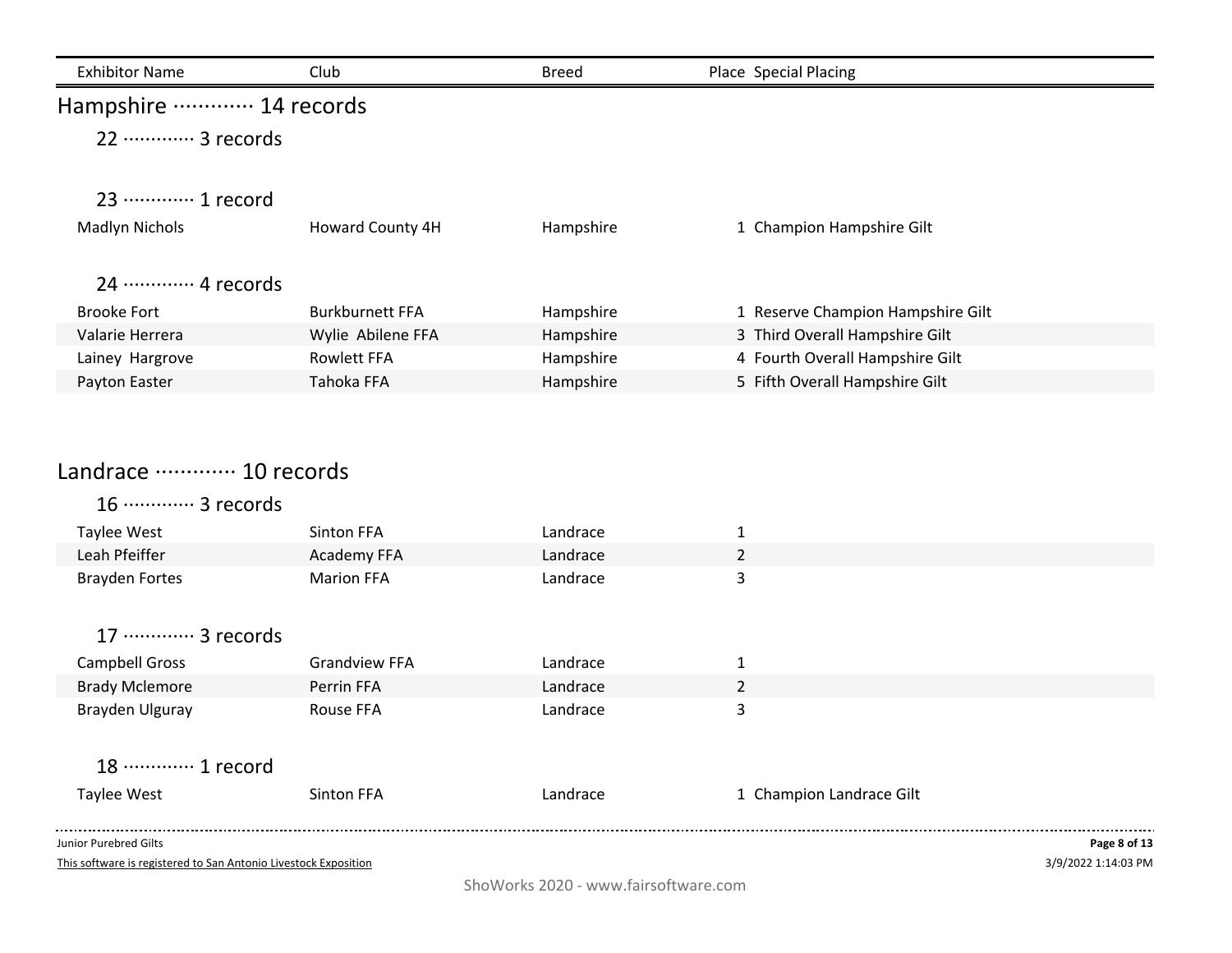| Exhibitor Name | Club | Breed | Place | Special Placing |
|---|---|---|---|---|

## Hampshire ············· 14 records

### 22 ············· 3 records

### 23 ············· 1 record

| Exhibitor Name | Club | Breed | Place | Special Placing |
|---|---|---|---|---|
| Madlyn Nichols | Howard County 4H | Hampshire | 1 | Champion Hampshire Gilt |

### 24 ············· 4 records

| Exhibitor Name | Club | Breed | Place | Special Placing |
|---|---|---|---|---|
| Brooke Fort | Burkburnett FFA | Hampshire | 1 | Reserve Champion Hampshire Gilt |
| Valarie Herrera | Wylie Abilene FFA | Hampshire | 3 | Third Overall Hampshire Gilt |
| Lainey Hargrove | Rowlett FFA | Hampshire | 4 | Fourth Overall Hampshire Gilt |
| Payton Easter | Tahoka FFA | Hampshire | 5 | Fifth Overall Hampshire Gilt |

## Landrace ············· 10 records

### 16 ············· 3 records

| Exhibitor Name | Club | Breed | Place | Special Placing |
|---|---|---|---|---|
| Taylee West | Sinton FFA | Landrace | 1 | |
| Leah Pfeiffer | Academy FFA | Landrace | 2 | |
| Brayden Fortes | Marion FFA | Landrace | 3 | |

### 17 ············· 3 records

| Exhibitor Name | Club | Breed | Place | Special Placing |
|---|---|---|---|---|
| Campbell Gross | Grandview FFA | Landrace | 1 | |
| Brady Mclemore | Perrin FFA | Landrace | 2 | |
| Brayden Ulguray | Rouse FFA | Landrace | 3 | |

### 18 ············· 1 record

| Exhibitor Name | Club | Breed | Place | Special Placing |
|---|---|---|---|---|
| Taylee West | Sinton FFA | Landrace | 1 | Champion Landrace Gilt |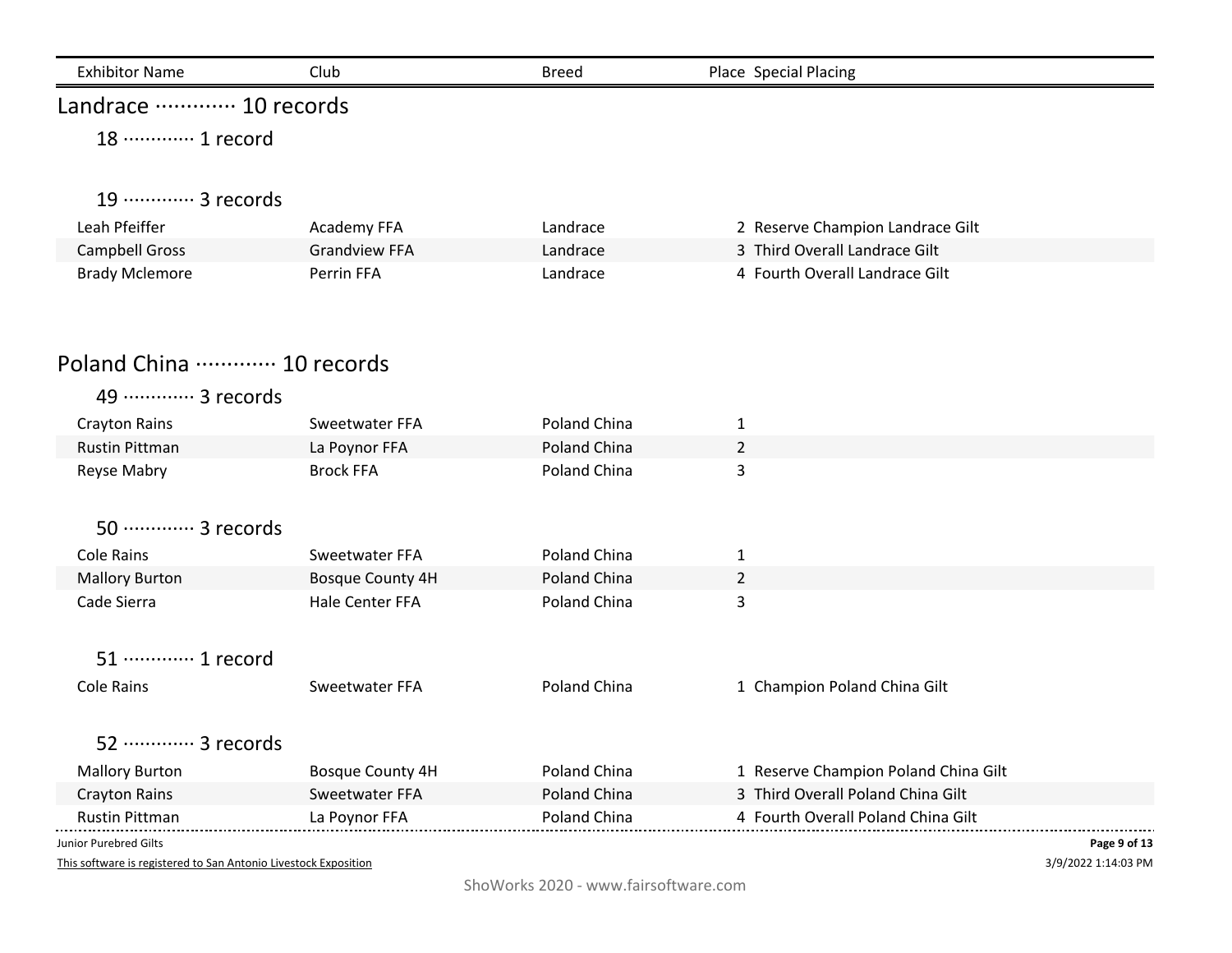| Exhibitor Name | Club | Breed | Place | Special Placing |
|---|---|---|---|---|

## Landrace ············· 10 records

### 18 ············· 1 record

### 19 ············· 3 records

| Exhibitor Name | Club | Breed | Place | Special Placing |
|---|---|---|---|---|
| Leah Pfeiffer | Academy FFA | Landrace | 2 | Reserve Champion Landrace Gilt |
| Campbell Gross | Grandview FFA | Landrace | 3 | Third Overall Landrace Gilt |
| Brady Mclemore | Perrin FFA | Landrace | 4 | Fourth Overall Landrace Gilt |

## Poland China ············· 10 records

### 49 ············· 3 records

| Exhibitor Name | Club | Breed | Place | Special Placing |
|---|---|---|---|---|
| Crayton Rains | Sweetwater FFA | Poland China | 1 | |
| Rustin Pittman | La Poynor FFA | Poland China | 2 | |
| Reyse Mabry | Brock FFA | Poland China | 3 | |

### 50 ············· 3 records

| Exhibitor Name | Club | Breed | Place | Special Placing |
|---|---|---|---|---|
| Cole Rains | Sweetwater FFA | Poland China | 1 | |
| Mallory Burton | Bosque County 4H | Poland China | 2 | |
| Cade Sierra | Hale Center FFA | Poland China | 3 | |

### 51 ············· 1 record

| Exhibitor Name | Club | Breed | Place | Special Placing |
|---|---|---|---|---|
| Cole Rains | Sweetwater FFA | Poland China | 1 | Champion Poland China Gilt |

### 52 ············· 3 records

| Exhibitor Name | Club | Breed | Place | Special Placing |
|---|---|---|---|---|
| Mallory Burton | Bosque County 4H | Poland China | 1 | Reserve Champion Poland China Gilt |
| Crayton Rains | Sweetwater FFA | Poland China | 3 | Third Overall Poland China Gilt |
| Rustin Pittman | La Poynor FFA | Poland China | 4 | Fourth Overall Poland China Gilt |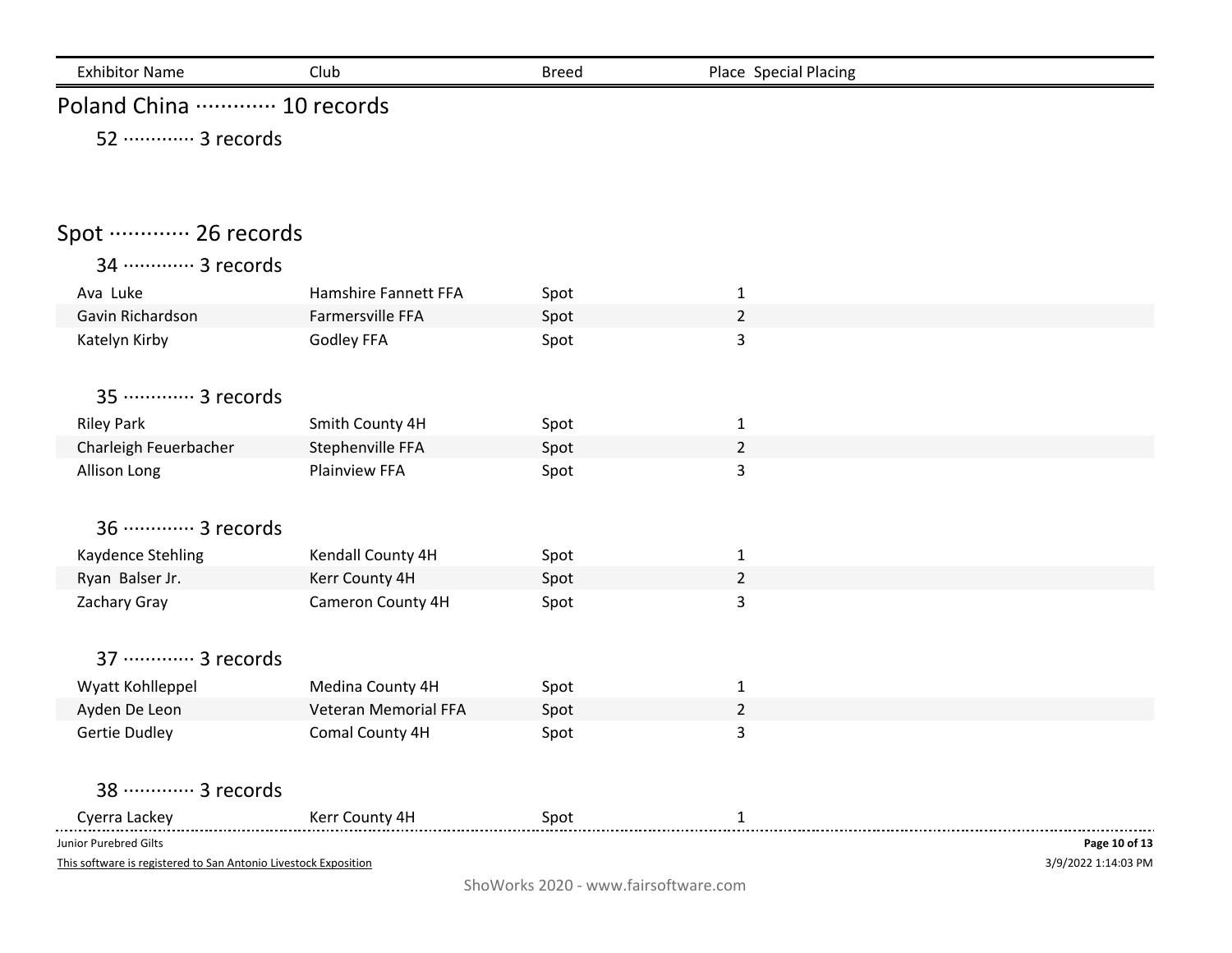| Exhibitor Name | Club | Breed | Place | Special Placing |
|---|---|---|---|---|

# Poland China ············· 10 records

## 52 ············· 3 records

# Spot ············· 26 records

## 34 ············· 3 records

| Exhibitor Name | Club | Breed | Place | Special Placing |
|---|---|---|---|---|
| Ava Luke | Hamshire Fannett FFA | Spot | 1 | |
| Gavin Richardson | Farmersville FFA | Spot | 2 | |
| Katelyn Kirby | Godley FFA | Spot | 3 | |

## 35 ············· 3 records

| Exhibitor Name | Club | Breed | Place | Special Placing |
|---|---|---|---|---|
| Riley Park | Smith County 4H | Spot | 1 | |
| Charleigh Feuerbacher | Stephenville FFA | Spot | 2 | |
| Allison Long | Plainview FFA | Spot | 3 | |

## 36 ············· 3 records

| Exhibitor Name | Club | Breed | Place | Special Placing |
|---|---|---|---|---|
| Kaydence Stehling | Kendall County 4H | Spot | 1 | |
| Ryan Balser Jr. | Kerr County 4H | Spot | 2 | |
| Zachary Gray | Cameron County 4H | Spot | 3 | |

## 37 ············· 3 records

| Exhibitor Name | Club | Breed | Place | Special Placing |
|---|---|---|---|---|
| Wyatt Kohlleppel | Medina County 4H | Spot | 1 | |
| Ayden De Leon | Veteran Memorial FFA | Spot | 2 | |
| Gertie Dudley | Comal County 4H | Spot | 3 | |

## 38 ············· 3 records

| Exhibitor Name | Club | Breed | Place | Special Placing |
|---|---|---|---|---|
| Cyerra Lackey | Kerr County 4H | Spot | 1 | |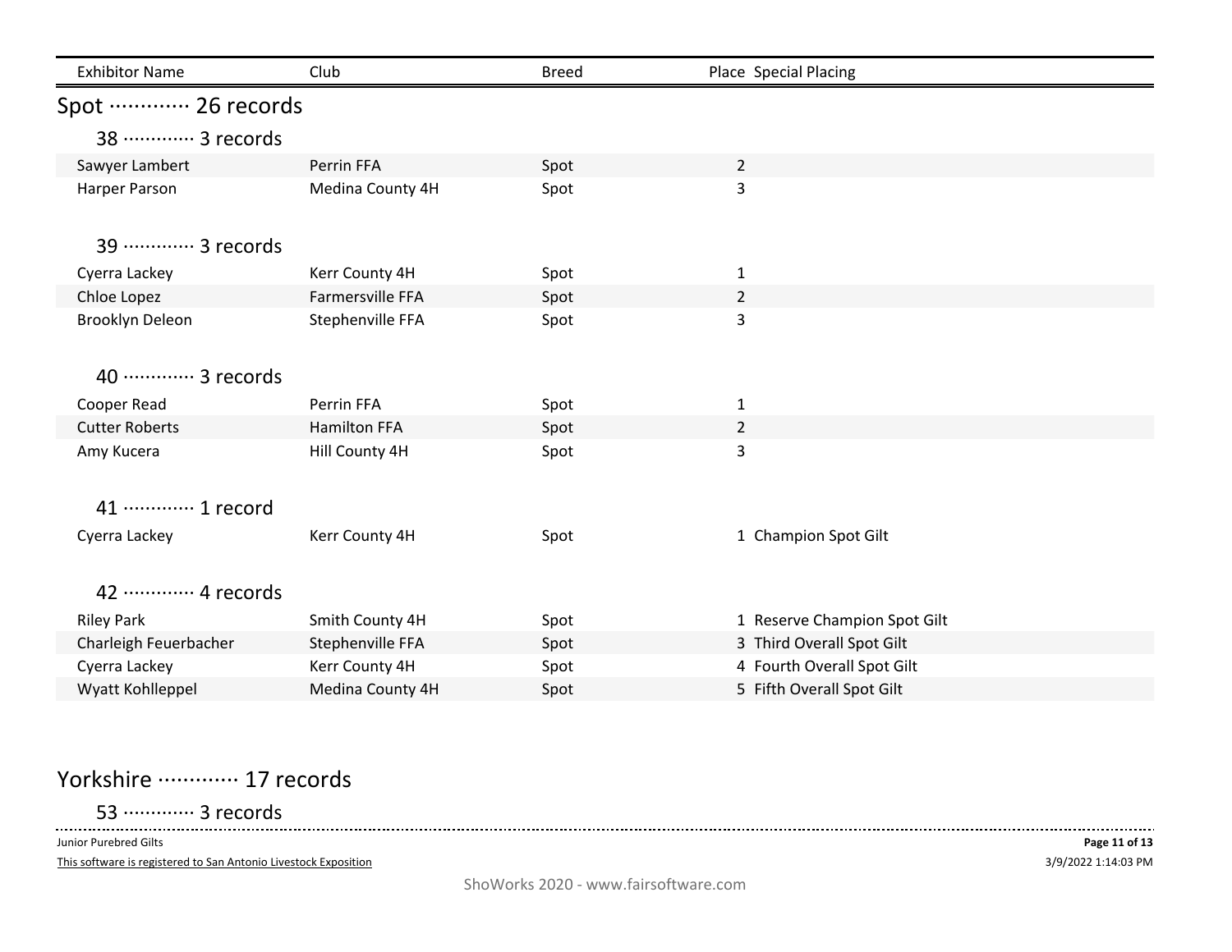| Exhibitor Name | Club | Breed | Place | Special Placing |
|---|---|---|---|---|

## Spot ············· 26 records

### 38 ············· 3 records

| Exhibitor Name | Club | Breed | Place | Special Placing |
|---|---|---|---|---|
| Sawyer Lambert | Perrin FFA | Spot | 2 | |
| Harper Parson | Medina County 4H | Spot | 3 | |

### 39 ············· 3 records

| Exhibitor Name | Club | Breed | Place | Special Placing |
|---|---|---|---|---|
| Cyerra Lackey | Kerr County 4H | Spot | 1 | |
| Chloe Lopez | Farmersville FFA | Spot | 2 | |
| Brooklyn Deleon | Stephenville FFA | Spot | 3 | |

### 40 ············· 3 records

| Exhibitor Name | Club | Breed | Place | Special Placing |
|---|---|---|---|---|
| Cooper Read | Perrin FFA | Spot | 1 | |
| Cutter Roberts | Hamilton FFA | Spot | 2 | |
| Amy Kucera | Hill County 4H | Spot | 3 | |

### 41 ············· 1 record

| Exhibitor Name | Club | Breed | Place | Special Placing |
|---|---|---|---|---|
| Cyerra Lackey | Kerr County 4H | Spot | 1 | Champion Spot Gilt |

### 42 ············· 4 records

| Exhibitor Name | Club | Breed | Place | Special Placing |
|---|---|---|---|---|
| Riley Park | Smith County 4H | Spot | 1 | Reserve Champion Spot Gilt |
| Charleigh Feuerbacher | Stephenville FFA | Spot | 3 | Third Overall Spot Gilt |
| Cyerra Lackey | Kerr County 4H | Spot | 4 | Fourth Overall Spot Gilt |
| Wyatt Kohlleppel | Medina County 4H | Spot | 5 | Fifth Overall Spot Gilt |

## Yorkshire ············· 17 records

### 53 ············· 3 records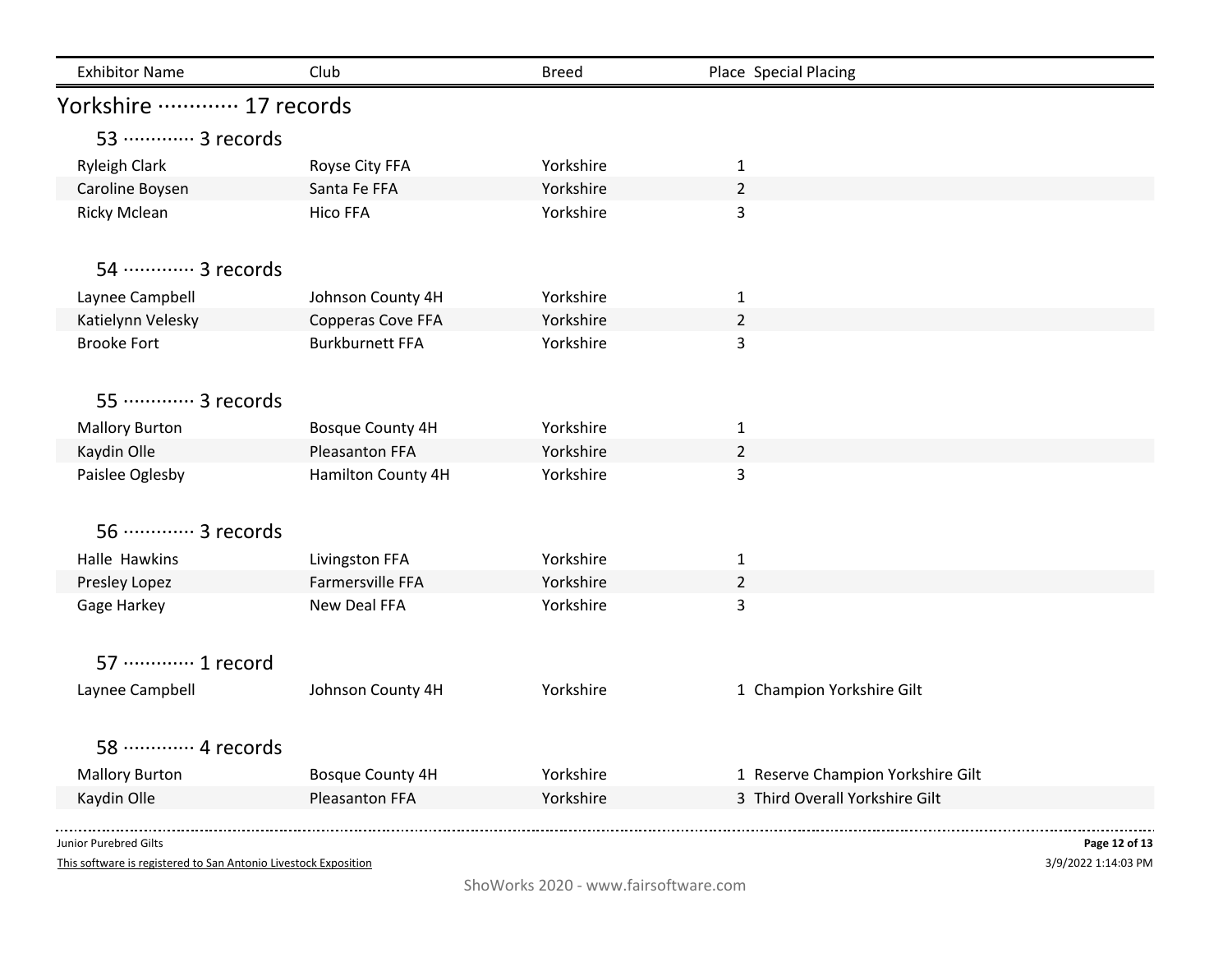| Exhibitor Name | Club | Breed | Place | Special Placing |
|---|---|---|---|---|

## Yorkshire ············· 17 records

### 53 ············· 3 records

| Exhibitor Name | Club | Breed | Place | Special Placing |
|---|---|---|---|---|
| Ryleigh Clark | Royse City FFA | Yorkshire | 1 | |
| Caroline Boysen | Santa Fe FFA | Yorkshire | 2 | |
| Ricky Mclean | Hico FFA | Yorkshire | 3 | |

### 54 ············· 3 records

| Exhibitor Name | Club | Breed | Place | Special Placing |
|---|---|---|---|---|
| Laynee Campbell | Johnson County 4H | Yorkshire | 1 | |
| Katielynn Velesky | Copperas Cove FFA | Yorkshire | 2 | |
| Brooke Fort | Burkburnett FFA | Yorkshire | 3 | |

### 55 ············· 3 records

| Exhibitor Name | Club | Breed | Place | Special Placing |
|---|---|---|---|---|
| Mallory Burton | Bosque County 4H | Yorkshire | 1 | |
| Kaydin Olle | Pleasanton FFA | Yorkshire | 2 | |
| Paislee Oglesby | Hamilton County 4H | Yorkshire | 3 | |

### 56 ············· 3 records

| Exhibitor Name | Club | Breed | Place | Special Placing |
|---|---|---|---|---|
| Halle Hawkins | Livingston FFA | Yorkshire | 1 | |
| Presley Lopez | Farmersville FFA | Yorkshire | 2 | |
| Gage Harkey | New Deal FFA | Yorkshire | 3 | |

### 57 ············· 1 record

| Exhibitor Name | Club | Breed | Place | Special Placing |
|---|---|---|---|---|
| Laynee Campbell | Johnson County 4H | Yorkshire | 1 | Champion Yorkshire Gilt |

### 58 ············· 4 records

| Exhibitor Name | Club | Breed | Place | Special Placing |
|---|---|---|---|---|
| Mallory Burton | Bosque County 4H | Yorkshire | 1 | Reserve Champion Yorkshire Gilt |
| Kaydin Olle | Pleasanton FFA | Yorkshire | 3 | Third Overall Yorkshire Gilt |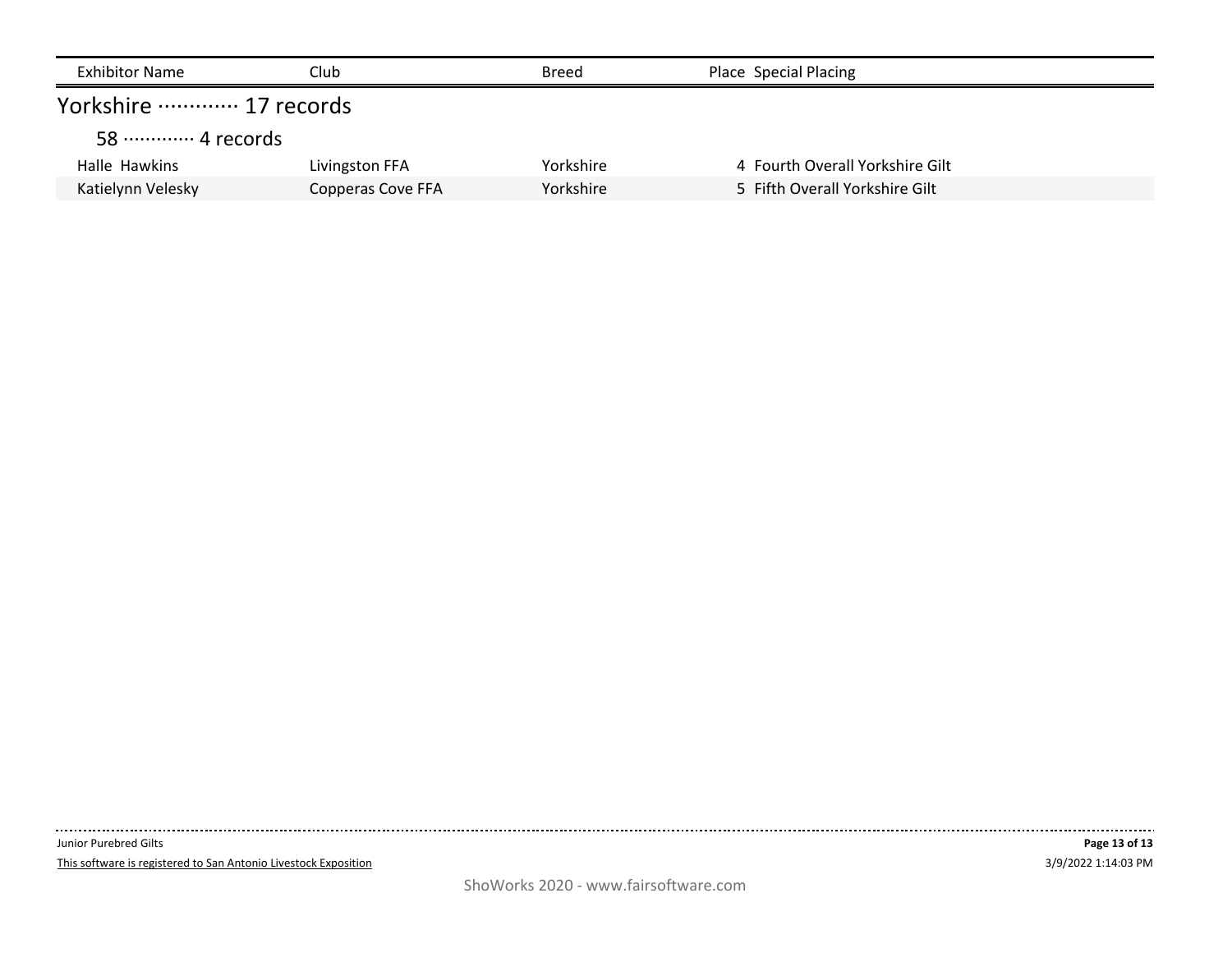| Exhibitor Name | Club | Breed | Place | Special Placing |
| --- | --- | --- | --- | --- |

## Yorkshire ············· 17 records

### 58 ············· 4 records

| Exhibitor Name | Club | Breed | Place | Special Placing |
| --- | --- | --- | --- | --- |
| Halle  Hawkins | Livingston FFA | Yorkshire | 4 | Fourth Overall Yorkshire Gilt |
| Katielynn Velesky | Copperas Cove FFA | Yorkshire | 5 | Fifth Overall Yorkshire Gilt |